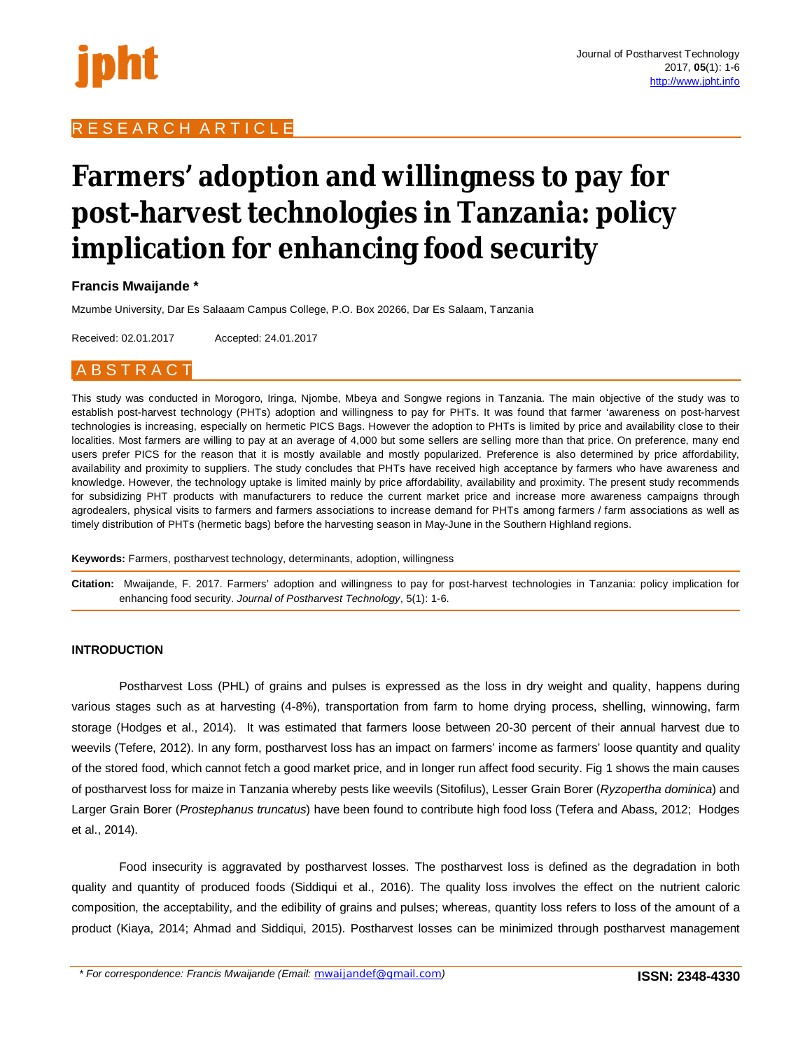RESEARCH ARTICLE

# Farmers' adoption and willingness to pay for post-harvest technologies in Tanzania: policy implication for enhancing food security

**Francis Mwaijande ***

Mzumbe University, Dar Es Salaaam Campus College, P.O. Box 20266, Dar Es Salaam, Tanzania

Received: 02.01.2017 Accepted: 24.01.2017

## ABSTRACT

This study was conducted in Morogoro, Iringa, Njombe, Mbeya and Songwe regions in Tanzania. The main objective of the study was to establish post-harvest technology (PHTs) adoption and willingness to pay for PHTs. It was found that farmer 'awareness on post-harvest technologies is increasing, especially on hermetic PICS Bags. However the adoption to PHTs is limited by price and availability close to their localities. Most farmers are willing to pay at an average of 4,000 but some sellers are selling more than that price. On preference, many end users prefer PICS for the reason that it is mostly available and mostly popularized. Preference is also determined by price affordability, availability and proximity to suppliers. The study concludes that PHTs have received high acceptance by farmers who have awareness and knowledge. However, the technology uptake is limited mainly by price affordability, availability and proximity. The present study recommends for subsidizing PHT products with manufacturers to reduce the current market price and increase more awareness campaigns through agrodealers, physical visits to farmers and farmers associations to increase demand for PHTs among farmers / farm associations as well as timely distribution of PHTs (hermetic bags) before the harvesting season in May-June in the Southern Highland regions.

**Keywords:** Farmers, postharvest technology, determinants, adoption, willingness

**Citation:** Mwaijande, F. 2017. Farmers' adoption and willingness to pay for post-harvest technologies in Tanzania: policy implication for enhancing food security. *Journal of Postharvest Technology*, 5(1): 1-6.

## INTRODUCTION

Postharvest Loss (PHL) of grains and pulses is expressed as the loss in dry weight and quality, happens during various stages such as at harvesting (4-8%), transportation from farm to home drying process, shelling, winnowing, farm storage (Hodges et al., 2014). It was estimated that farmers loose between 20-30 percent of their annual harvest due to weevils (Tefere, 2012). In any form, postharvest loss has an impact on farmers' income as farmers' loose quantity and quality of the stored food, which cannot fetch a good market price, and in longer run affect food security. Fig 1 shows the main causes of postharvest loss for maize in Tanzania whereby pests like weevils (Sitofilus), Lesser Grain Borer (*Ryzopertha dominica*) and Larger Grain Borer (*Prostephanus truncatus*) have been found to contribute high food loss (Tefera and Abass, 2012; Hodges et al., 2014).

Food insecurity is aggravated by postharvest losses. The postharvest loss is defined as the degradation in both quality and quantity of produced foods (Siddiqui et al., 2016). The quality loss involves the effect on the nutrient caloric composition, the acceptability, and the edibility of grains and pulses; whereas, quantity loss refers to loss of the amount of a product (Kiaya, 2014; Ahmad and Siddiqui, 2015). Postharvest losses can be minimized through postharvest management

*\* For correspondence: Francis Mwaijande (Email: mwaijandef@gmail.com)*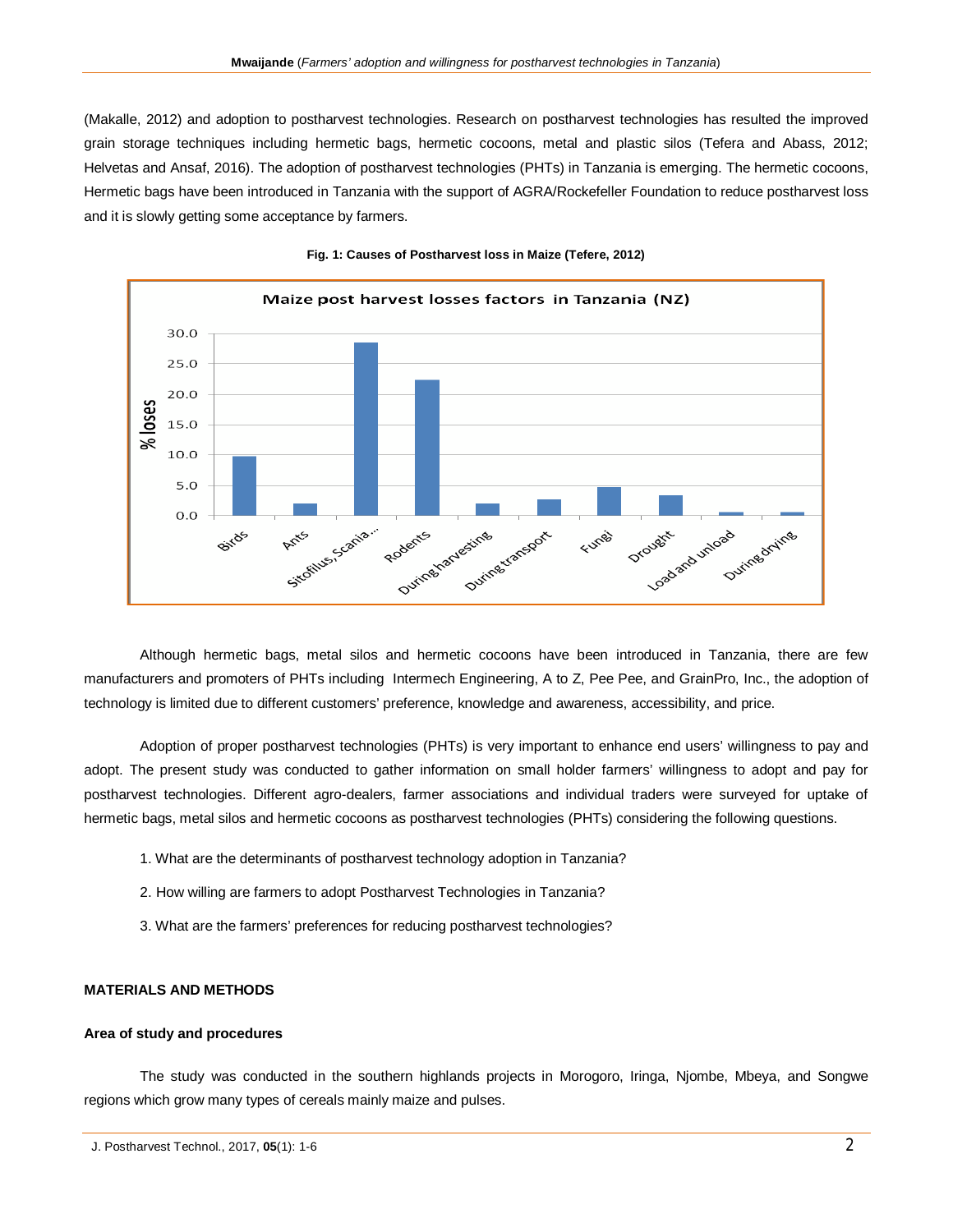(Makalle, 2012) and adoption to postharvest technologies. Research on postharvest technologies has resulted the improved grain storage techniques including hermetic bags, hermetic cocoons, metal and plastic silos (Tefera and Abass, 2012; Helvetas and Ansaf, 2016). The adoption of postharvest technologies (PHTs) in Tanzania is emerging. The hermetic cocoons, Hermetic bags have been introduced in Tanzania with the support of AGRA/Rockefeller Foundation to reduce postharvest loss and it is slowly getting some acceptance by farmers.

**Fig. 1: Causes of Postharvest loss in Maize (Tefere, 2012)**

Although hermetic bags, metal silos and hermetic cocoons have been introduced in Tanzania, there are few manufacturers and promoters of PHTs including Intermech Engineering, A to Z, Pee Pee, and GrainPro, Inc., the adoption of technology is limited due to different customers' preference, knowledge and awareness, accessibility, and price.

Adoption of proper postharvest technologies (PHTs) is very important to enhance end users' willingness to pay and adopt. The present study was conducted to gather information on small holder farmers' willingness to adopt and pay for postharvest technologies. Different agro-dealers, farmer associations and individual traders were surveyed for uptake of hermetic bags, metal silos and hermetic cocoons as postharvest technologies (PHTs) considering the following questions.

1. What are the determinants of postharvest technology adoption in Tanzania?
2. How willing are farmers to adopt Postharvest Technologies in Tanzania?
3. What are the farmers' preferences for reducing postharvest technologies?

## MATERIALS AND METHODS

### Area of study and procedures

The study was conducted in the southern highlands projects in Morogoro, Iringa, Njombe, Mbeya, and Songwe regions which grow many types of cereals mainly maize and pulses.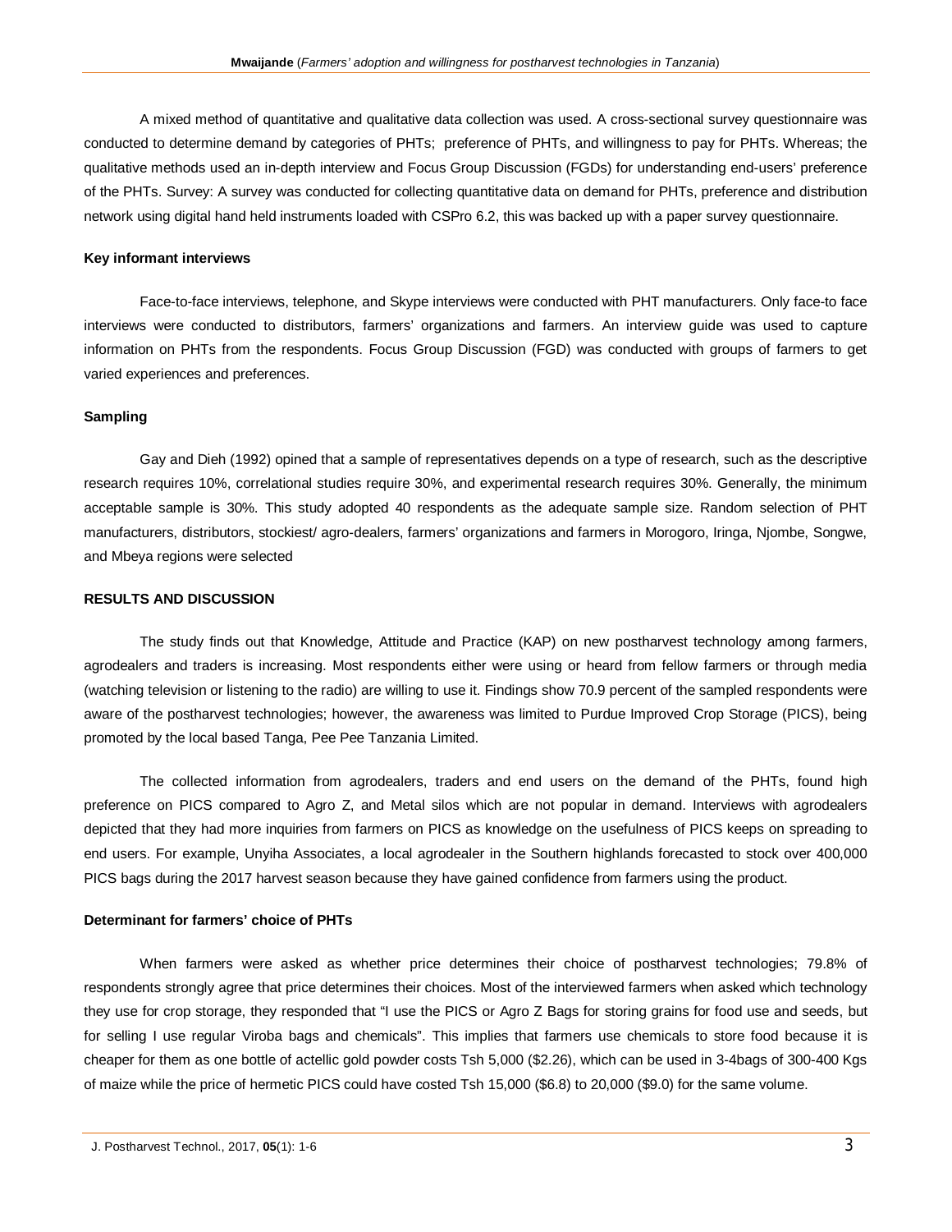A mixed method of quantitative and qualitative data collection was used. A cross-sectional survey questionnaire was conducted to determine demand by categories of PHTs; preference of PHTs, and willingness to pay for PHTs. Whereas; the qualitative methods used an in-depth interview and Focus Group Discussion (FGDs) for understanding end-users' preference of the PHTs. Survey: A survey was conducted for collecting quantitative data on demand for PHTs, preference and distribution network using digital hand held instruments loaded with CSPro 6.2, this was backed up with a paper survey questionnaire.

**Key informant interviews**

Face-to-face interviews, telephone, and Skype interviews were conducted with PHT manufacturers. Only face-to face interviews were conducted to distributors, farmers' organizations and farmers. An interview guide was used to capture information on PHTs from the respondents. Focus Group Discussion (FGD) was conducted with groups of farmers to get varied experiences and preferences.

**Sampling**

Gay and Dieh (1992) opined that a sample of representatives depends on a type of research, such as the descriptive research requires 10%, correlational studies require 30%, and experimental research requires 30%. Generally, the minimum acceptable sample is 30%. This study adopted 40 respondents as the adequate sample size. Random selection of PHT manufacturers, distributors, stockiest/ agro-dealers, farmers' organizations and farmers in Morogoro, Iringa, Njombe, Songwe, and Mbeya regions were selected

## RESULTS AND DISCUSSION

The study finds out that Knowledge, Attitude and Practice (KAP) on new postharvest technology among farmers, agrodealers and traders is increasing. Most respondents either were using or heard from fellow farmers or through media (watching television or listening to the radio) are willing to use it. Findings show 70.9 percent of the sampled respondents were aware of the postharvest technologies; however, the awareness was limited to Purdue Improved Crop Storage (PICS), being promoted by the local based Tanga, Pee Pee Tanzania Limited.

The collected information from agrodealers, traders and end users on the demand of the PHTs, found high preference on PICS compared to Agro Z, and Metal silos which are not popular in demand. Interviews with agrodealers depicted that they had more inquiries from farmers on PICS as knowledge on the usefulness of PICS keeps on spreading to end users. For example, Unyiha Associates, a local agrodealer in the Southern highlands forecasted to stock over 400,000 PICS bags during the 2017 harvest season because they have gained confidence from farmers using the product.

**Determinant for farmers' choice of PHTs**

When farmers were asked as whether price determines their choice of postharvest technologies; 79.8% of respondents strongly agree that price determines their choices. Most of the interviewed farmers when asked which technology they use for crop storage, they responded that "I use the PICS or Agro Z Bags for storing grains for food use and seeds, but for selling I use regular Viroba bags and chemicals". This implies that farmers use chemicals to store food because it is cheaper for them as one bottle of actellic gold powder costs Tsh 5,000 ($2.26), which can be used in 3-4bags of 300-400 Kgs of maize while the price of hermetic PICS could have costed Tsh 15,000 ($6.8) to 20,000 ($9.0) for the same volume.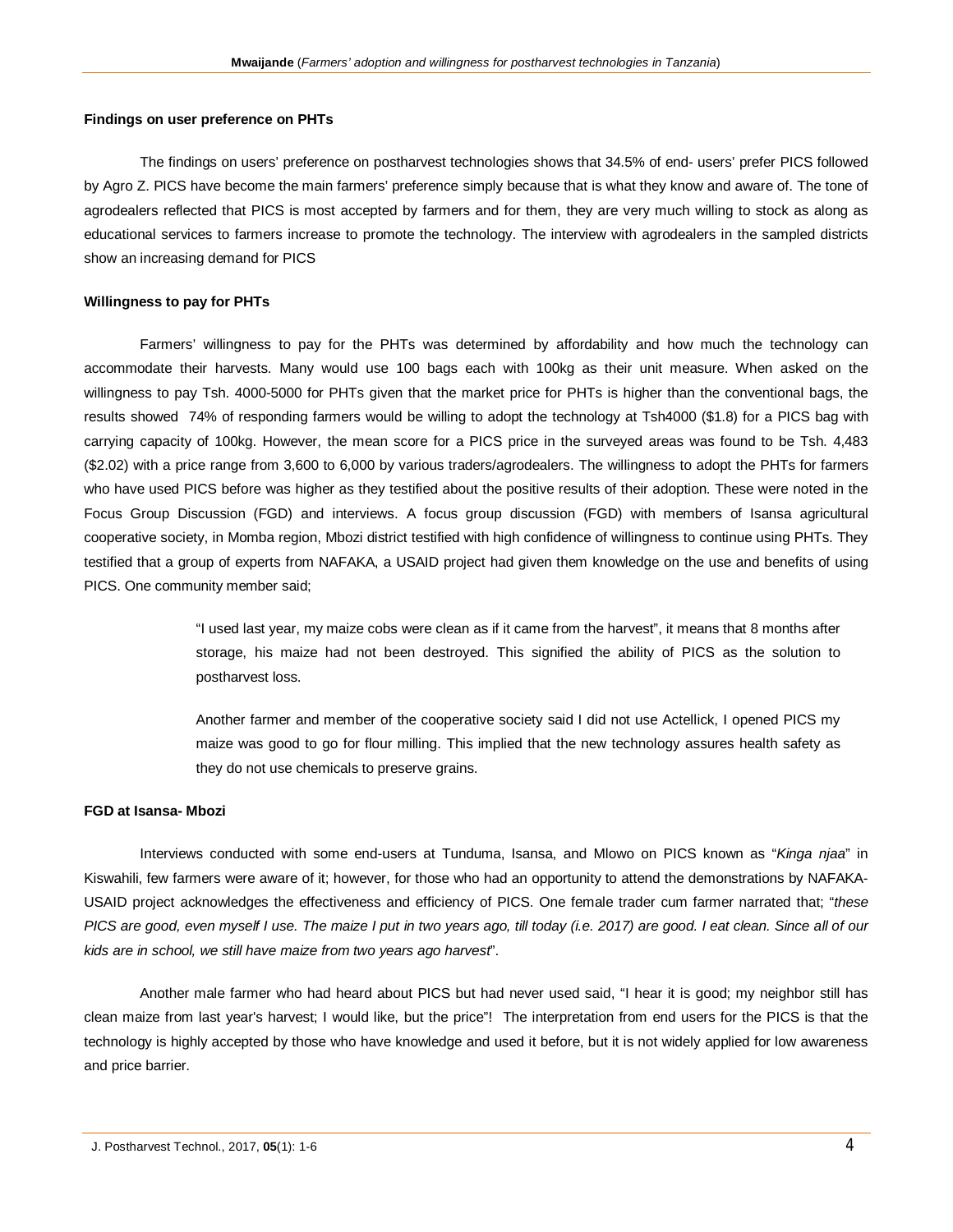**Findings on user preference on PHTs**

The findings on users' preference on postharvest technologies shows that 34.5% of end- users' prefer PICS followed by Agro Z. PICS have become the main farmers' preference simply because that is what they know and aware of. The tone of agrodealers reflected that PICS is most accepted by farmers and for them, they are very much willing to stock as along as educational services to farmers increase to promote the technology. The interview with agrodealers in the sampled districts show an increasing demand for PICS

**Willingness to pay for PHTs**

Farmers' willingness to pay for the PHTs was determined by affordability and how much the technology can accommodate their harvests. Many would use 100 bags each with 100kg as their unit measure. When asked on the willingness to pay Tsh. 4000-5000 for PHTs given that the market price for PHTs is higher than the conventional bags, the results showed 74% of responding farmers would be willing to adopt the technology at Tsh4000 ($1.8) for a PICS bag with carrying capacity of 100kg. However, the mean score for a PICS price in the surveyed areas was found to be Tsh. 4,483 ($2.02) with a price range from 3,600 to 6,000 by various traders/agrodealers. The willingness to adopt the PHTs for farmers who have used PICS before was higher as they testified about the positive results of their adoption. These were noted in the Focus Group Discussion (FGD) and interviews. A focus group discussion (FGD) with members of Isansa agricultural cooperative society, in Momba region, Mbozi district testified with high confidence of willingness to continue using PHTs. They testified that a group of experts from NAFAKA, a USAID project had given them knowledge on the use and benefits of using PICS. One community member said;

> "I used last year, my maize cobs were clean as if it came from the harvest", it means that 8 months after storage, his maize had not been destroyed. This signified the ability of PICS as the solution to postharvest loss.
>
> Another farmer and member of the cooperative society said I did not use Actellick, I opened PICS my maize was good to go for flour milling. This implied that the new technology assures health safety as they do not use chemicals to preserve grains.

**FGD at Isansa- Mbozi**

Interviews conducted with some end-users at Tunduma, Isansa, and Mlowo on PICS known as "*Kinga njaa*" in Kiswahili, few farmers were aware of it; however, for those who had an opportunity to attend the demonstrations by NAFAKA-USAID project acknowledges the effectiveness and efficiency of PICS. One female trader cum farmer narrated that; "*these PICS are good, even myself I use. The maize I put in two years ago, till today (i.e. 2017) are good. I eat clean. Since all of our kids are in school, we still have maize from two years ago harvest*".

Another male farmer who had heard about PICS but had never used said, "I hear it is good; my neighbor still has clean maize from last year's harvest; I would like, but the price"! The interpretation from end users for the PICS is that the technology is highly accepted by those who have knowledge and used it before, but it is not widely applied for low awareness and price barrier.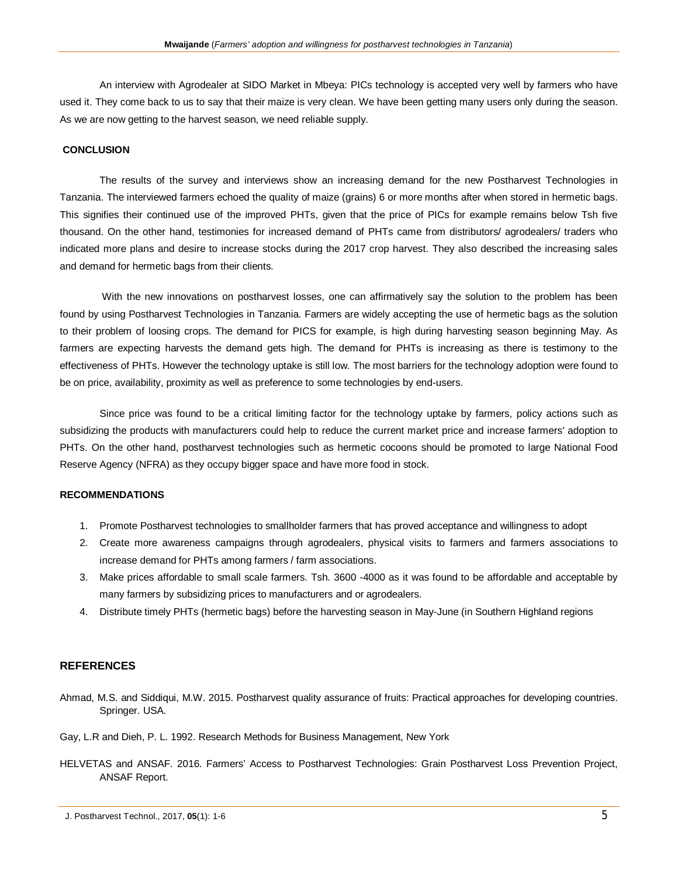An interview with Agrodealer at SIDO Market in Mbeya: PICs technology is accepted very well by farmers who have used it. They come back to us to say that their maize is very clean. We have been getting many users only during the season. As we are now getting to the harvest season, we need reliable supply.

## CONCLUSION

The results of the survey and interviews show an increasing demand for the new Postharvest Technologies in Tanzania. The interviewed farmers echoed the quality of maize (grains) 6 or more months after when stored in hermetic bags. This signifies their continued use of the improved PHTs, given that the price of PICs for example remains below Tsh five thousand. On the other hand, testimonies for increased demand of PHTs came from distributors/ agrodealers/ traders who indicated more plans and desire to increase stocks during the 2017 crop harvest. They also described the increasing sales and demand for hermetic bags from their clients.

With the new innovations on postharvest losses, one can affirmatively say the solution to the problem has been found by using Postharvest Technologies in Tanzania. Farmers are widely accepting the use of hermetic bags as the solution to their problem of loosing crops. The demand for PICS for example, is high during harvesting season beginning May. As farmers are expecting harvests the demand gets high. The demand for PHTs is increasing as there is testimony to the effectiveness of PHTs. However the technology uptake is still low. The most barriers for the technology adoption were found to be on price, availability, proximity as well as preference to some technologies by end-users.

Since price was found to be a critical limiting factor for the technology uptake by farmers, policy actions such as subsidizing the products with manufacturers could help to reduce the current market price and increase farmers' adoption to PHTs. On the other hand, postharvest technologies such as hermetic cocoons should be promoted to large National Food Reserve Agency (NFRA) as they occupy bigger space and have more food in stock.

## RECOMMENDATIONS

1. Promote Postharvest technologies to smallholder farmers that has proved acceptance and willingness to adopt
2. Create more awareness campaigns through agrodealers, physical visits to farmers and farmers associations to increase demand for PHTs among farmers / farm associations.
3. Make prices affordable to small scale farmers. Tsh. 3600 -4000 as it was found to be affordable and acceptable by many farmers by subsidizing prices to manufacturers and or agrodealers.
4. Distribute timely PHTs (hermetic bags) before the harvesting season in May-June (in Southern Highland regions

## REFERENCES

Ahmad, M.S. and Siddiqui, M.W. 2015. Postharvest quality assurance of fruits: Practical approaches for developing countries. Springer. USA.

Gay, L.R and Dieh, P. L. 1992. Research Methods for Business Management, New York

HELVETAS and ANSAF. 2016. Farmers' Access to Postharvest Technologies: Grain Postharvest Loss Prevention Project, ANSAF Report.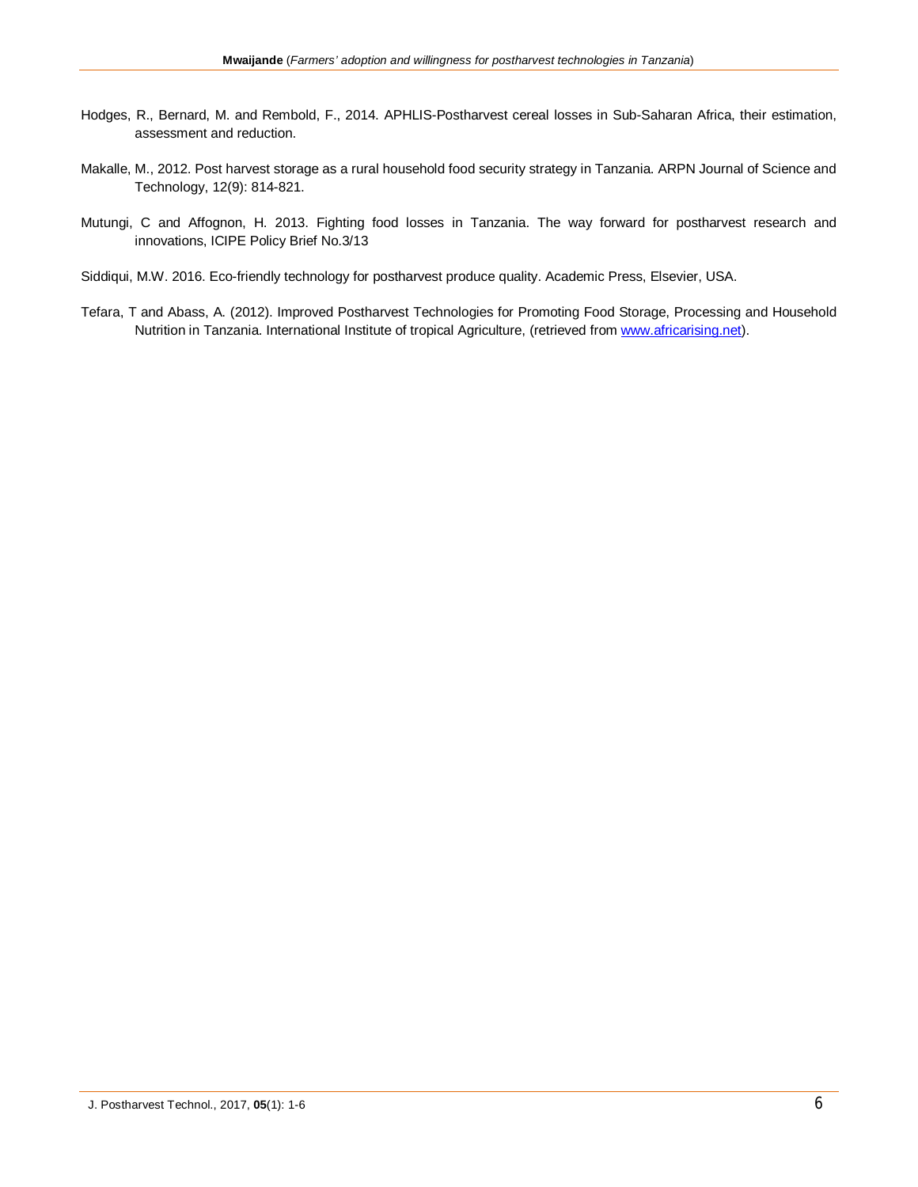Hodges, R., Bernard, M. and Rembold, F., 2014. APHLIS-Postharvest cereal losses in Sub-Saharan Africa, their estimation, assessment and reduction.

Makalle, M., 2012. Post harvest storage as a rural household food security strategy in Tanzania. ARPN Journal of Science and Technology, 12(9): 814-821.

Mutungi, C and Affognon, H. 2013. Fighting food losses in Tanzania. The way forward for postharvest research and innovations, ICIPE Policy Brief No.3/13

Siddiqui, M.W. 2016. Eco-friendly technology for postharvest produce quality. Academic Press, Elsevier, USA.

Tefara, T and Abass, A. (2012). Improved Postharvest Technologies for Promoting Food Storage, Processing and Household Nutrition in Tanzania. International Institute of tropical Agriculture, (retrieved from www.africarising.net).